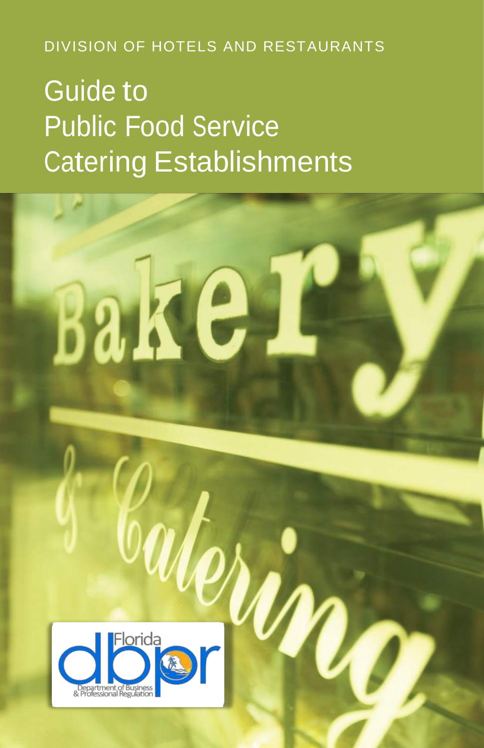DIVISION OF HOTELS AND RESTAURANTS

# Guide to Public Food Service Catering Establishments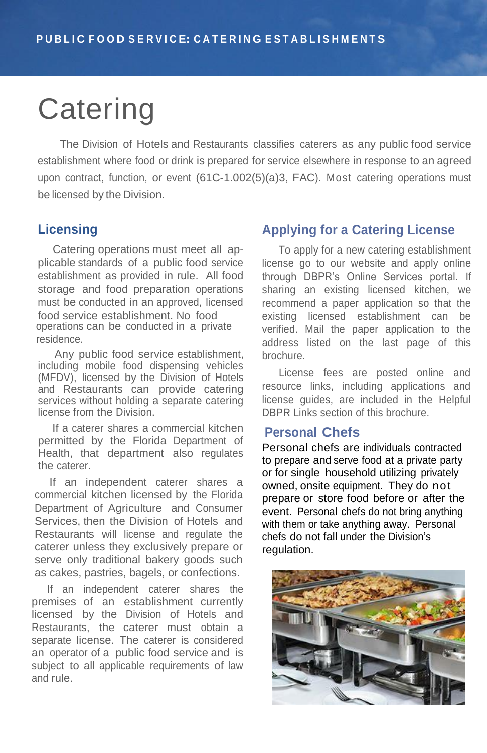# Catering

The Division of Hotels and Restaurants classifies caterers as any public food service establishment where food or drink is prepared for service elsewhere in response to an agreed upon contract, function, or event (61C-1.002(5)(a)3, FAC). Most catering operations must be licensed by the Division.

## Licensing

Catering operations must meet all applicable standards of a public food service establishment as provided in rule. All food storage and food preparation operations must be conducted in an approved, licensed food service establishment. No food operations can be conducted in a private residence.

Any public food service establishment, including mobile food dispensing vehicles (MFDV), licensed by the Division of Hotels and Restaurants can provide catering services without holding a separate catering license from the Division.

If a caterer shares a commercial kitchen permitted by the Florida Department of Health, that department also regulates the caterer.

If an independent caterer shares a commercial kitchen licensed by the Florida Department of Agriculture and Consumer Services, then the Division of Hotels and Restaurants will license and regulate the caterer unless they exclusively prepare or serve only traditional bakery goods such as cakes, pastries, bagels, or confections.

If an independent caterer shares the premises of an establishment currently licensed by the Division of Hotels and Restaurants, the caterer must obtain a separate license. The caterer is considered an operator of a public food service and is subject to all applicable requirements of law and rule.

## Applying for a Catering License

To apply for a new catering establishment license go to our website and apply online through DBPR's Online Services portal. If sharing an existing licensed kitchen, we recommend a paper application so that the existing licensed establishment can be verified. Mail the paper application to the address listed on the last page of this brochure.

License fees are posted online and resource links, including applications and license guides, are included in the Helpful DBPR Links section of this brochure.

## Personal Chefs

Personal chefs are individuals contracted to prepare and serve food at a private party or for single household utilizing privately owned, onsite equipment. They do not prepare or store food before or after the event. Personal chefs do not bring anything with them or take anything away. Personal chefs do not fall under the Division's regulation.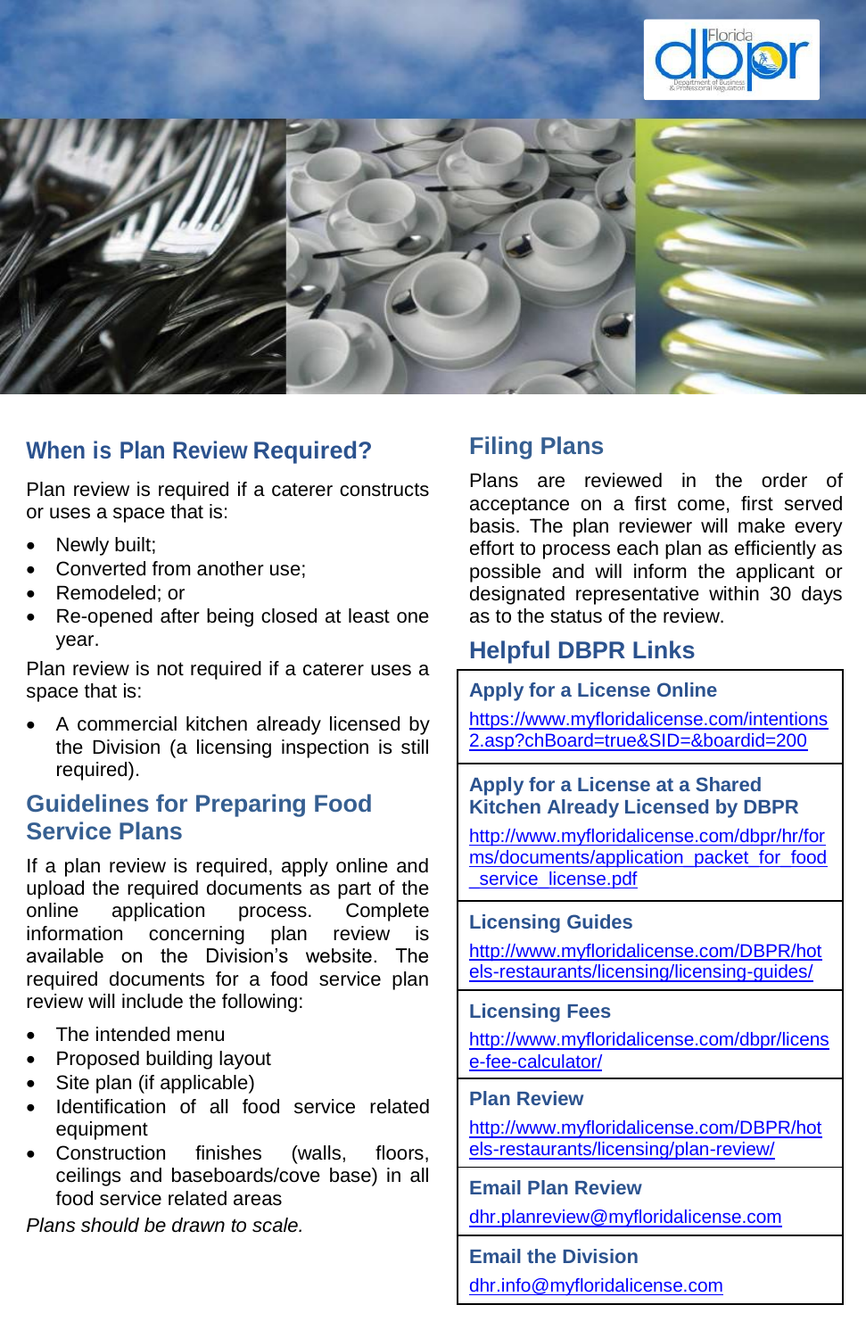## When is Plan Review Required?

Plan review is required if a caterer constructs or uses a space that is:

- Newly built;
- Converted from another use;
- Remodeled; or
- Re-opened after being closed at least one year.

Plan review is not required if a caterer uses a space that is:

- A commercial kitchen already licensed by the Division (a licensing inspection is still required).

## Guidelines for Preparing Food Service Plans

If a plan review is required, apply online and upload the required documents as part of the online application process. Complete information concerning plan review is available on the Division's website. The required documents for a food service plan review will include the following:

- The intended menu
- Proposed building layout
- Site plan (if applicable)
- Identification of all food service related equipment
- Construction finishes (walls, floors, ceilings and baseboards/cove base) in all food service related areas

*Plans should be drawn to scale.*

## Filing Plans

Plans are reviewed in the order of acceptance on a first come, first served basis. The plan reviewer will make every effort to process each plan as efficiently as possible and will inform the applicant or designated representative within 30 days as to the status of the review.

## Helpful DBPR Links

**Apply for a License Online**
https://www.myfloridalicense.com/intentions2.asp?chBoard=true&SID=&boardid=200

**Apply for a License at a Shared Kitchen Already Licensed by DBPR**
http://www.myfloridalicense.com/dbpr/hr/forms/documents/application_packet_for_food_service_license.pdf

**Licensing Guides**
http://www.myfloridalicense.com/DBPR/hotels-restaurants/licensing/licensing-guides/

**Licensing Fees**
http://www.myfloridalicense.com/dbpr/license-fee-calculator/

**Plan Review**
http://www.myfloridalicense.com/DBPR/hotels-restaurants/licensing/plan-review/

**Email Plan Review**
dhr.planreview@myfloridalicense.com

**Email the Division**
dhr.info@myfloridalicense.com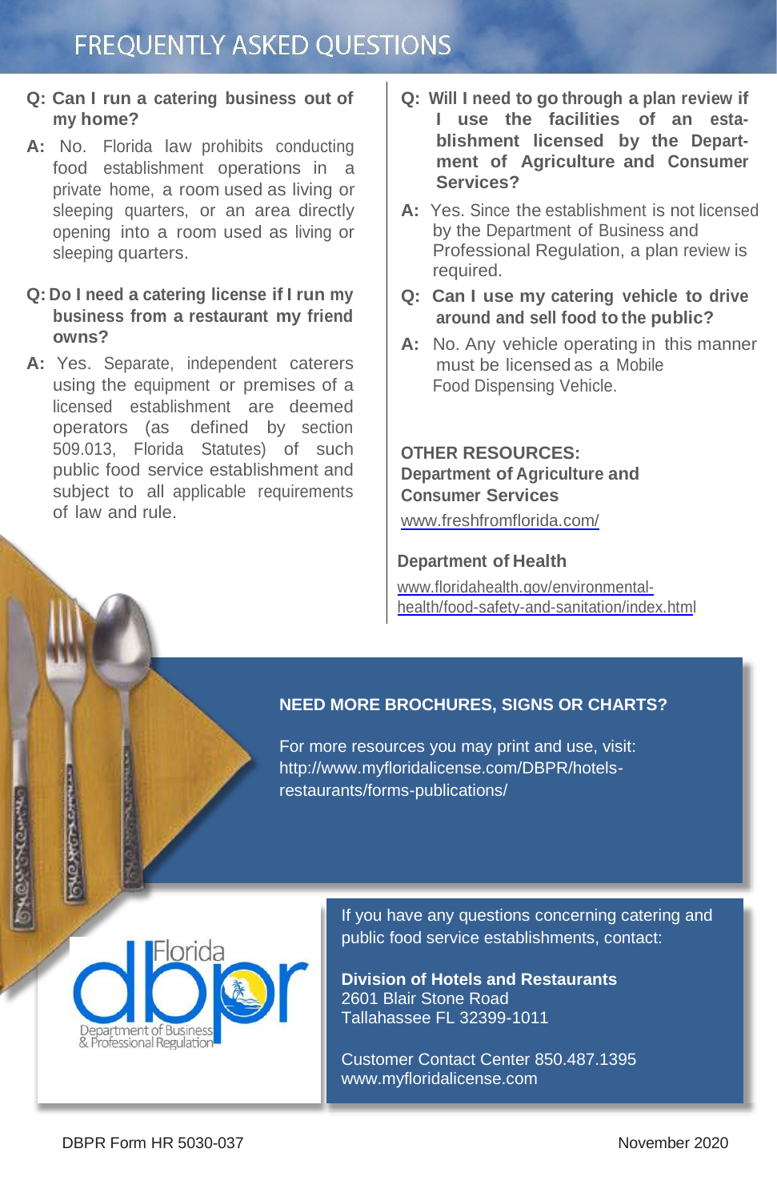# FREQUENTLY ASKED QUESTIONS

**Q: Can I run a catering business out of my home?**

**A:** No. Florida law prohibits conducting food establishment operations in a private home, a room used as living or sleeping quarters, or an area directly opening into a room used as living or sleeping quarters.

**Q: Do I need a catering license if I run my business from a restaurant my friend owns?**

**A:** Yes. Separate, independent caterers using the equipment or premises of a licensed establishment are deemed operators (as defined by section 509.013, Florida Statutes) of such public food service establishment and subject to all applicable requirements of law and rule.

**Q: Will I need to go through a plan review if I use the facilities of an establishment licensed by the Department of Agriculture and Consumer Services?**

**A:** Yes. Since the establishment is not licensed by the Department of Business and Professional Regulation, a plan review is required.

**Q: Can I use my catering vehicle to drive around and sell food to the public?**

**A:** No. Any vehicle operating in this manner must be licensed as a Mobile Food Dispensing Vehicle.

**OTHER RESOURCES:**

**Department of Agriculture and Consumer Services**

www.freshfromflorida.com/

**Department of Health**

www.floridahealth.gov/environmental-health/food-safety-and-sanitation/index.html

**NEED MORE BROCHURES, SIGNS OR CHARTS?**

For more resources you may print and use, visit: http://www.myfloridalicense.com/DBPR/hotels-restaurants/forms-publications/

Florida dbpr
Department of Business & Professional Regulation

If you have any questions concerning catering and public food service establishments, contact:

**Division of Hotels and Restaurants**
2601 Blair Stone Road
Tallahassee FL 32399-1011

Customer Contact Center 850.487.1395
www.myfloridalicense.com

DBPR Form HR 5030-037

November 2020